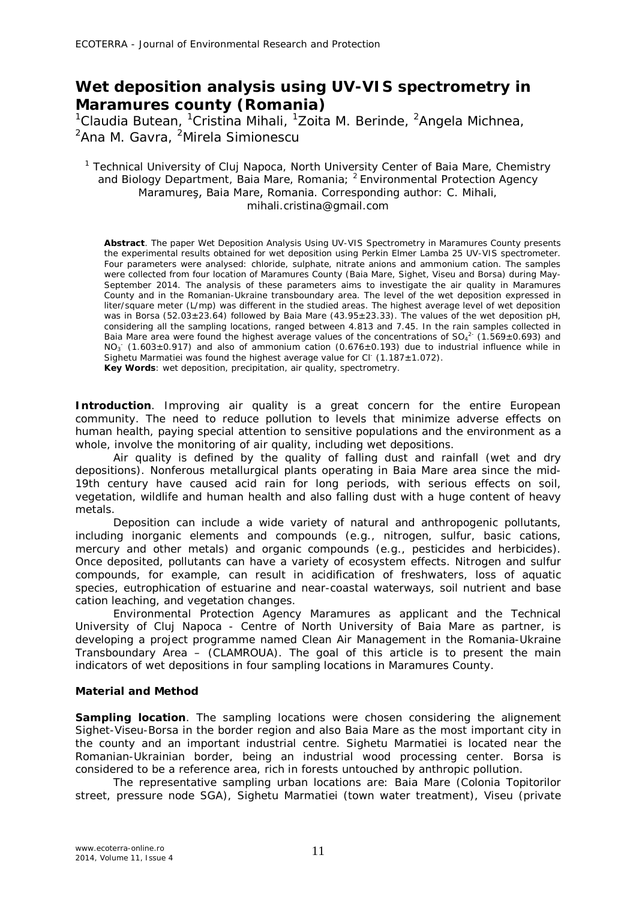# Wet deposition analysis using UV-VIS spectrometry in Maramures county (Romania)

[1]Claudia Butean, [1]Cristina Mihali, [1]Zoita M. Berinde, [2]Angela Michnea, [2]Ana M. Gavra, [2]Mirela Simionescu

[1] Technical University of Cluj Napoca, North University Center of Baia Mare, Chemistry and Biology Department, Baia Mare, Romania; [2] Environmental Protection Agency Maramureş, Baia Mare, Romania. Corresponding author: C. Mihali, mihali.cristina@gmail.com

**Abstract**. The paper Wet Deposition Analysis Using UV-VIS Spectrometry in Maramures County presents the experimental results obtained for wet deposition using Perkin Elmer Lamba 25 UV-VIS spectrometer. Four parameters were analysed: chloride, sulphate, nitrate anions and ammonium cation. The samples were collected from four location of Maramures County (Baia Mare, Sighet, Viseu and Borsa) during May-September 2014. The analysis of these parameters aims to investigate the air quality in Maramures County and in the Romanian-Ukraine transboundary area. The level of the wet deposition expressed in liter/square meter (L/mp) was different in the studied areas. The highest average level of wet deposition was in Borsa (52.03±23.64) followed by Baia Mare (43.95±23.33). The values of the wet deposition pH, considering all the sampling locations, ranged between 4.813 and 7.45. In the rain samples collected in Baia Mare area were found the highest average values of the concentrations of $SO_4^{2-}$ (1.569±0.693) and $NO_3^-$ (1.603±0.917) and also of ammonium cation (0.676±0.193) due to industrial influence while in Sighetu Marmatiei was found the highest average value for $Cl^-$ (1.187±1.072).
**Key Words**: wet deposition, precipitation, air quality, spectrometry.

**Introduction**. Improving air quality is a great concern for the entire European community. The need to reduce pollution to levels that minimize adverse effects on human health, paying special attention to sensitive populations and the environment as a whole, involve the monitoring of air quality, including wet depositions.

Air quality is defined by the quality of falling dust and rainfall (wet and dry depositions). Nonferous metallurgical plants operating in Baia Mare area since the mid-19th century have caused acid rain for long periods, with serious effects on soil, vegetation, wildlife and human health and also falling dust with a huge content of heavy metals.

Deposition can include a wide variety of natural and anthropogenic pollutants, including inorganic elements and compounds (e.g., nitrogen, sulfur, basic cations, mercury and other metals) and organic compounds (e.g., pesticides and herbicides). Once deposited, pollutants can have a variety of ecosystem effects. Nitrogen and sulfur compounds, for example, can result in acidification of freshwaters, loss of aquatic species, eutrophication of estuarine and near-coastal waterways, soil nutrient and base cation leaching, and vegetation changes.

Environmental Protection Agency Maramures as applicant and the Technical University of Cluj Napoca - Centre of North University of Baia Mare as partner, is developing a project programme named Clean Air Management in the Romania-Ukraine Transboundary Area – (CLAMROUA). The goal of this article is to present the main indicators of wet depositions in four sampling locations in Maramures County.

**Material and Method**

**Sampling location**. The sampling locations were chosen considering the alignement Sighet-Viseu-Borsa in the border region and also Baia Mare as the most important city in the county and an important industrial centre. Sighetu Marmatiei is located near the Romanian-Ukrainian border, being an industrial wood processing center. Borsa is considered to be a reference area, rich in forests untouched by anthropic pollution.

The representative sampling urban locations are: Baia Mare (Colonia Topitorilor street, pressure node SGA), Sighetu Marmatiei (town water treatment), Viseu (private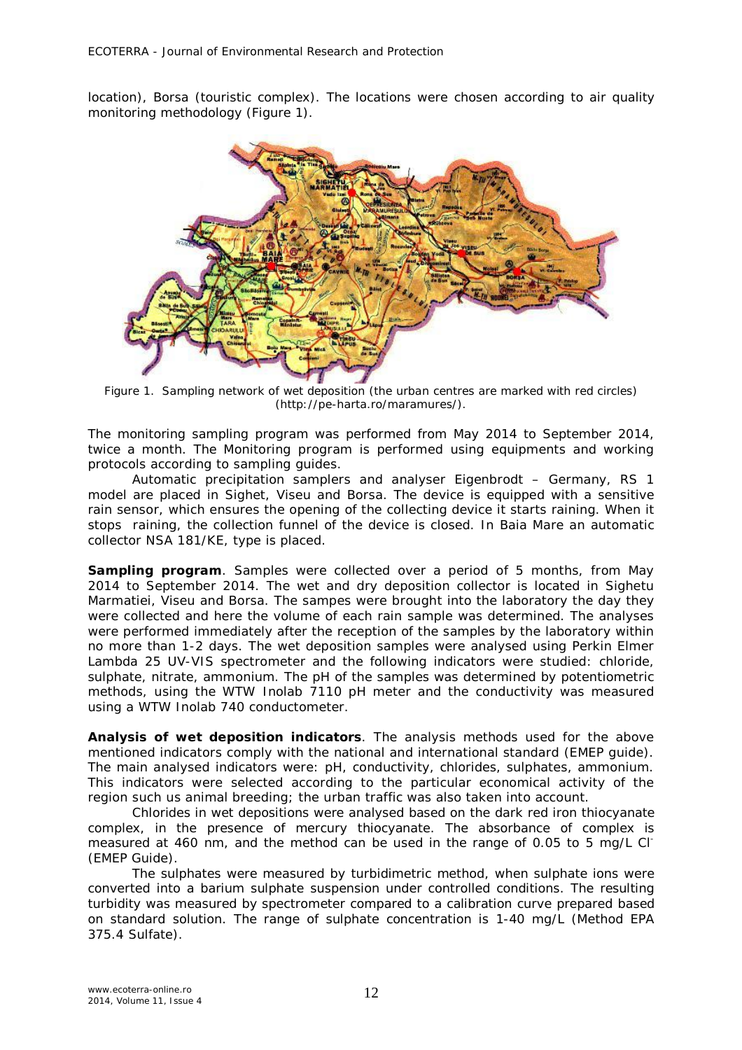location), Borsa (touristic complex). The locations were chosen according to air quality monitoring methodology (Figure 1).

Figure 1. Sampling network of wet deposition (the urban centres are marked with red circles) (http://pe-harta.ro/maramures/).

The monitoring sampling program was performed from May 2014 to September 2014, twice a month. The Monitoring program is performed using equipments and working protocols according to sampling guides.

Automatic precipitation samplers and analyser Eigenbrodt – Germany, RS 1 model are placed in Sighet, Viseu and Borsa. The device is equipped with a sensitive rain sensor, which ensures the opening of the collecting device it starts raining. When it stops raining, the collection funnel of the device is closed. In Baia Mare an automatic collector NSA 181/KE, type is placed.

**Sampling program**. Samples were collected over a period of 5 months, from May 2014 to September 2014. The wet and dry deposition collector is located in Sighetu Marmatiei, Viseu and Borsa. The sampes were brought into the laboratory the day they were collected and here the volume of each rain sample was determined. The analyses were performed immediately after the reception of the samples by the laboratory within no more than 1-2 days. The wet deposition samples were analysed using Perkin Elmer Lambda 25 UV-VIS spectrometer and the following indicators were studied: chloride, sulphate, nitrate, ammonium. The pH of the samples was determined by potentiometric methods, using the WTW Inolab 7110 pH meter and the conductivity was measured using a WTW Inolab 740 conductometer.

**Analysis of wet deposition indicators**. The analysis methods used for the above mentioned indicators comply with the national and international standard (EMEP guide). The main analysed indicators were: pH, conductivity, chlorides, sulphates, ammonium. This indicators were selected according to the particular economical activity of the region such us animal breeding; the urban traffic was also taken into account.

Chlorides in wet depositions were analysed based on the dark red iron thiocyanate complex, in the presence of mercury thiocyanate. The absorbance of complex is measured at 460 nm, and the method can be used in the range of 0.05 to 5 mg/L $Cl^-$ (EMEP Guide).

The sulphates were measured by turbidimetric method, when sulphate ions were converted into a barium sulphate suspension under controlled conditions. The resulting turbidity was measured by spectrometer compared to a calibration curve prepared based on standard solution. The range of sulphate concentration is 1-40 mg/L (Method EPA 375.4 Sulfate).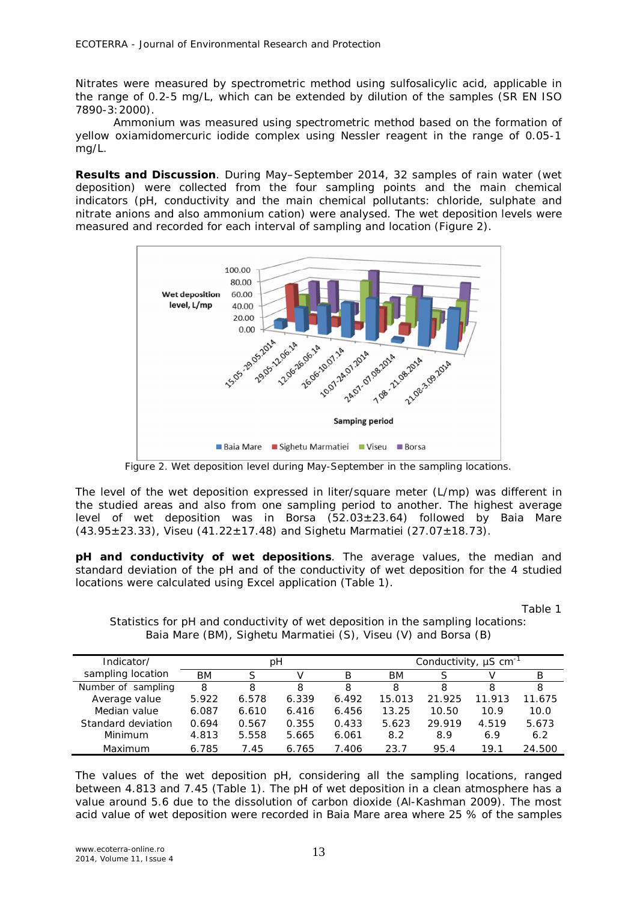Nitrates were measured by spectrometric method using sulfosalicylic acid, applicable in the range of 0.2-5 mg/L, which can be extended by dilution of the samples (SR EN ISO 7890-3:2000).

Ammonium was measured using spectrometric method based on the formation of yellow oxiamidomercuric iodide complex using Nessler reagent in the range of 0.05-1 mg/L.

**Results and Discussion**. During May–September 2014, 32 samples of rain water (wet deposition) were collected from the four sampling points and the main chemical indicators (pH, conductivity and the main chemical pollutants: chloride, sulphate and nitrate anions and also ammonium cation) were analysed. The wet deposition levels were measured and recorded for each interval of sampling and location (Figure 2).

Figure 2. Wet deposition level during May-September in the sampling locations.

The level of the wet deposition expressed in liter/square meter (L/mp) was different in the studied areas and also from one sampling period to another. The highest average level of wet deposition was in Borsa (52.03±23.64) followed by Baia Mare (43.95±23.33), Viseu (41.22±17.48) and Sighetu Marmatiei (27.07±18.73).

**pH and conductivity of wet depositions**. The average values, the median and standard deviation of the pH and of the conductivity of wet deposition for the 4 studied locations were calculated using Excel application (Table 1).

Table 1

Statistics for pH and conductivity of wet deposition in the sampling locations: Baia Mare (BM), Sighetu Marmatiei (S), Viseu (V) and Borsa (B)

| Indicator/ sampling location | pH | | | | Conductivity, μS $cm^{-1}$ | | | |
|---|---|---|---|---|---|---|---|---|
| | BM | S | V | B | BM | S | V | B |
| Number of sampling | 8 | 8 | 8 | 8 | 8 | 8 | 8 | 8 |
| Average value | 5.922 | 6.578 | 6.339 | 6.492 | 15.013 | 21.925 | 11.913 | 11.675 |
| Median value | 6.087 | 6.610 | 6.416 | 6.456 | 13.25 | 10.50 | 10.9 | 10.0 |
| Standard deviation | 0.694 | 0.567 | 0.355 | 0.433 | 5.623 | 29.919 | 4.519 | 5.673 |
| Minimum | 4.813 | 5.558 | 5.665 | 6.061 | 8.2 | 8.9 | 6.9 | 6.2 |
| Maximum | 6.785 | 7.45 | 6.765 | 7.406 | 23.7 | 95.4 | 19.1 | 24.500 |

The values of the wet deposition pH, considering all the sampling locations, ranged between 4.813 and 7.45 (Table 1). The pH of wet deposition in a clean atmosphere has a value around 5.6 due to the dissolution of carbon dioxide (Al-Kashman 2009). The most acid value of wet deposition were recorded in Baia Mare area where 25 % of the samples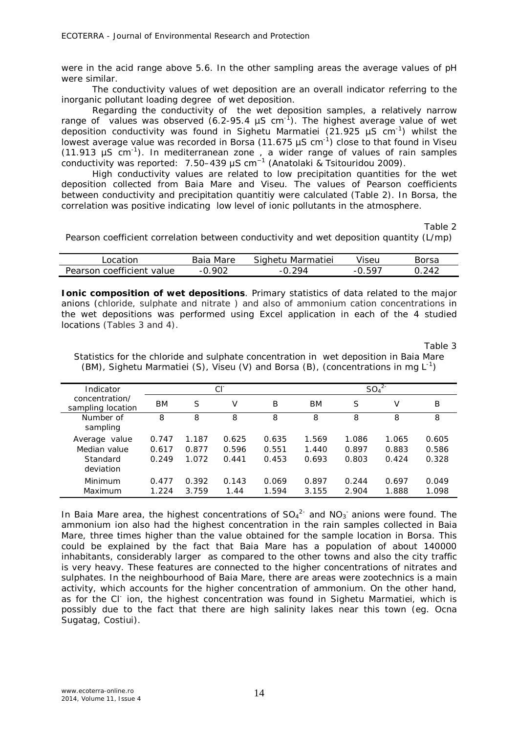were in the acid range above 5.6. In the other sampling areas the average values of pH were similar.

The conductivity values of wet deposition are an overall indicator referring to the inorganic pollutant loading degree of wet deposition.

Regarding the conductivity of the wet deposition samples, a relatively narrow range of values was observed (6.2-95.4 µS $cm^{-1}$). The highest average value of wet deposition conductivity was found in Sighetu Marmatiei (21.925 µS $cm^{-1}$) whilst the lowest average value was recorded in Borsa (11.675 µS $cm^{-1}$) close to that found in Viseu (11.913 µS $cm^{-1}$). In mediterranean zone , a wider range of values of rain samples conductivity was reported: 7.50–439 µS $cm^{-1}$ (Anatolaki & Tsitouridou 2009).

High conductivity values are related to low precipitation quantities for the wet deposition collected from Baia Mare and Viseu. The values of Pearson coefficients between conductivity and precipitation quantitiy were calculated (Table 2). In Borsa, the correlation was positive indicating low level of ionic pollutants in the atmosphere.

Table 2

Pearson coefficient correlation between conductivity and wet deposition quantity (L/mp)

| Location | Baia Mare | Sighetu Marmatiei | Viseu | Borsa |
|---|---|---|---|---|
| Pearson coefficient value | -0.902 | -0.294 | -0.597 | 0.242 |

**Ionic composition of wet depositions**. Primary statistics of data related to the major anions (chloride, sulphate and nitrate ) and also of ammonium cation concentrations in the wet depositions was performed using Excel application in each of the 4 studied locations (Tables 3 and 4).

Table 3

Statistics for the chloride and sulphate concentration in wet deposition in Baia Mare (BM), Sighetu Marmatiei (S), Viseu (V) and Borsa (B), (concentrations in mg $L^{-1}$)

| Indicator concentration/ sampling location | $Cl^-$ | | | | $SO_4^{2-}$ | | | |
|---|---|---|---|---|---|---|---|---|
| | BM | S | V | B | BM | S | V | B |
| Number of sampling | 8 | 8 | 8 | 8 | 8 | 8 | 8 | 8 |
| Average value | 0.747 | 1.187 | 0.625 | 0.635 | 1.569 | 1.086 | 1.065 | 0.605 |
| Median value | 0.617 | 0.877 | 0.596 | 0.551 | 1.440 | 0.897 | 0.883 | 0.586 |
| Standard deviation | 0.249 | 1.072 | 0.441 | 0.453 | 0.693 | 0.803 | 0.424 | 0.328 |
| Minimum | 0.477 | 0.392 | 0.143 | 0.069 | 0.897 | 0.244 | 0.697 | 0.049 |
| Maximum | 1.224 | 3.759 | 1.44 | 1.594 | 3.155 | 2.904 | 1.888 | 1.098 |

In Baia Mare area, the highest concentrations of $SO_4^{2-}$ and $NO_3^-$ anions were found. The ammonium ion also had the highest concentration in the rain samples collected in Baia Mare, three times higher than the value obtained for the sample location in Borsa. This could be explained by the fact that Baia Mare has a population of about 140000 inhabitants, considerably larger as compared to the other towns and also the city traffic is very heavy. These features are connected to the higher concentrations of nitrates and sulphates. In the neighbourhood of Baia Mare, there are areas were zootechnics is a main activity, which accounts for the higher concentration of ammonium. On the other hand, as for the $Cl^-$ ion, the highest concentration was found in Sighetu Marmatiei, which is possibly due to the fact that there are high salinity lakes near this town (eg. Ocna Sugatag, Costiui).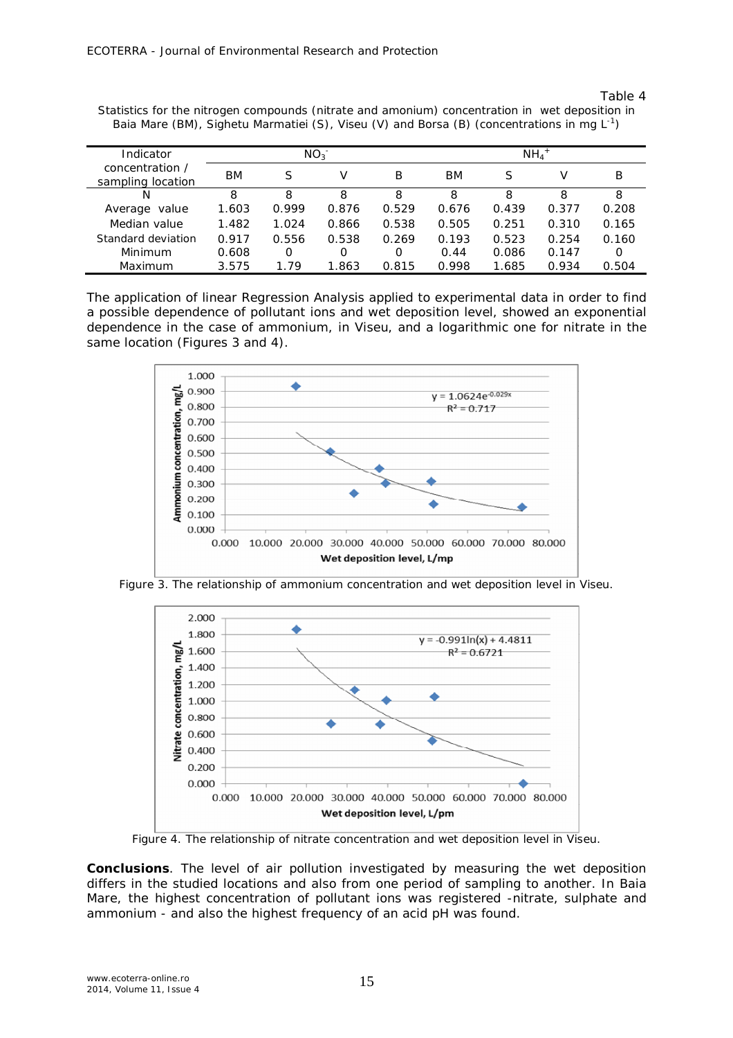Table 4

Statistics for the nitrogen compounds (nitrate and amonium) concentration in wet deposition in Baia Mare (BM), Sighetu Marmatiei (S), Viseu (V) and Borsa (B) (concentrations in mg $L^{-1}$)

| Indicator concentration / sampling location | $NO_3^-$ | | | | $NH_4^+$ | | | |
|---|---|---|---|---|---|---|---|---|
| | BM | S | V | B | BM | S | V | B |
| N | 8 | 8 | 8 | 8 | 8 | 8 | 8 | 8 |
| Average value | 1.603 | 0.999 | 0.876 | 0.529 | 0.676 | 0.439 | 0.377 | 0.208 |
| Median value | 1.482 | 1.024 | 0.866 | 0.538 | 0.505 | 0.251 | 0.310 | 0.165 |
| Standard deviation | 0.917 | 0.556 | 0.538 | 0.269 | 0.193 | 0.523 | 0.254 | 0.160 |
| Minimum | 0.608 | 0 | 0 | 0 | 0.44 | 0.086 | 0.147 | 0 |
| Maximum | 3.575 | 1.79 | 1.863 | 0.815 | 0.998 | 1.685 | 0.934 | 0.504 |

The application of linear Regression Analysis applied to experimental data in order to find a possible dependence of pollutant ions and wet deposition level, showed an exponential dependence in the case of ammonium, in Viseu, and a logarithmic one for nitrate in the same location (Figures 3 and 4).

Figure 3. The relationship of ammonium concentration and wet deposition level in Viseu.

Figure 4. The relationship of nitrate concentration and wet deposition level in Viseu.

**Conclusions**. The level of air pollution investigated by measuring the wet deposition differs in the studied locations and also from one period of sampling to another. In Baia Mare, the highest concentration of pollutant ions was registered -nitrate, sulphate and ammonium - and also the highest frequency of an acid pH was found.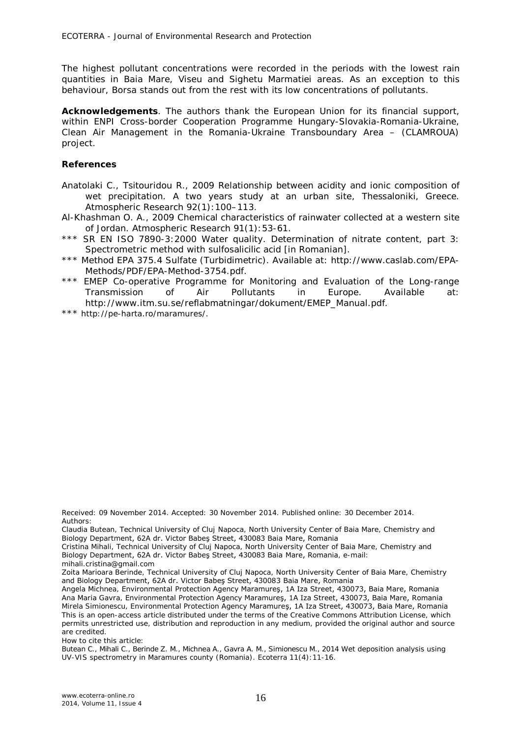The highest pollutant concentrations were recorded in the periods with the lowest rain quantities in Baia Mare, Viseu and Sighetu Marmatiei areas. As an exception to this behaviour, Borsa stands out from the rest with its low concentrations of pollutants.

**Acknowledgements**. The authors thank the European Union for its financial support, within ENPI Cross-border Cooperation Programme Hungary-Slovakia-Romania-Ukraine, Clean Air Management in the Romania-Ukraine Transboundary Area – (CLAMROUA) project.

**References**

Anatolaki C., Tsitouridou R., 2009 Relationship between acidity and ionic composition of wet precipitation. A two years study at an urban site, Thessaloniki, Greece. Atmospheric Research 92(1):100–113.

Al-Khashman O. A., 2009 Chemical characteristics of rainwater collected at a western site of Jordan. Atmospheric Research 91(1):53-61.

*** SR EN ISO 7890-3:2000 Water quality. Determination of nitrate content, part 3: Spectrometric method with sulfosalicilic acid [in Romanian].

*** Method EPA 375.4 Sulfate (Turbidimetric). Available at: http://www.caslab.com/EPA-Methods/PDF/EPA-Method-3754.pdf.

*** EMEP Co-operative Programme for Monitoring and Evaluation of the Long-range Transmission of Air Pollutants in Europe. Available at: http://www.itm.su.se/reflabmatningar/dokument/EMEP_Manual.pdf.

*** http://pe-harta.ro/maramures/.

Received: 09 November 2014. Accepted: 30 November 2014. Published online: 30 December 2014.
Authors:
Claudia Butean, Technical University of Cluj Napoca, North University Center of Baia Mare, Chemistry and Biology Department, 62A dr. Victor Babeş Street, 430083 Baia Mare, Romania
Cristina Mihali, Technical University of Cluj Napoca, North University Center of Baia Mare, Chemistry and Biology Department, 62A dr. Victor Babeş Street, 430083 Baia Mare, Romania, e-mail: mihali.cristina@gmail.com
Zoita Marioara Berinde, Technical University of Cluj Napoca, North University Center of Baia Mare, Chemistry and Biology Department, 62A dr. Victor Babeş Street, 430083 Baia Mare, Romania
Angela Michnea, Environmental Protection Agency Maramureş, 1A Iza Street, 430073, Baia Mare, Romania
Ana Maria Gavra, Environmental Protection Agency Maramureş, 1A Iza Street, 430073, Baia Mare, Romania
Mirela Simionescu, Environmental Protection Agency Maramureş, 1A Iza Street, 430073, Baia Mare, Romania
This is an open-access article distributed under the terms of the Creative Commons Attribution License, which permits unrestricted use, distribution and reproduction in any medium, provided the original author and source are credited.
How to cite this article:
Butean C., Mihali C., Berinde Z. M., Michnea A., Gavra A. M., Simionescu M., 2014 Wet deposition analysis using UV-VIS spectrometry in Maramures county (Romania). Ecoterra 11(4):11-16.